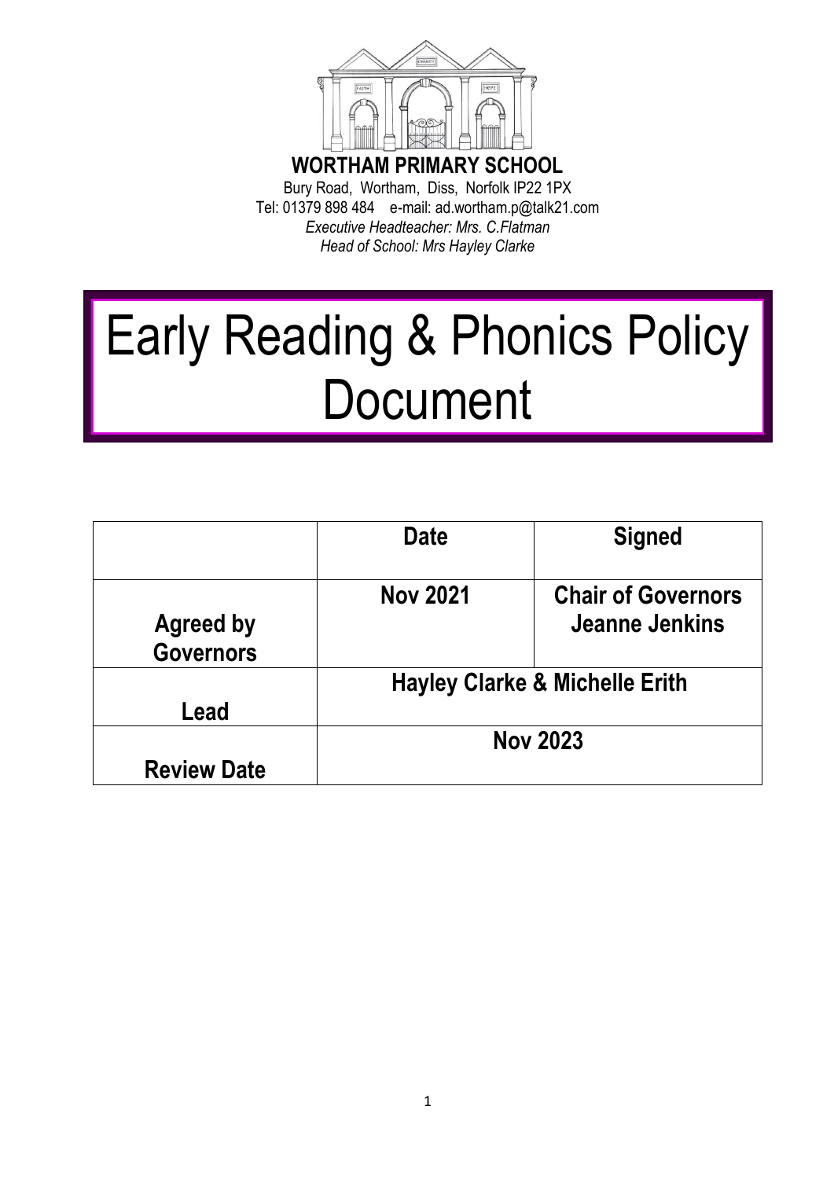**WORTHAM PRIMARY SCHOOL**

Bury Road, Wortham, Diss, Norfolk IP22 1PX
Tel: 01379 898 484 e-mail: ad.wortham.p@talk21.com
*Executive Headteacher: Mrs. C.Flatman*
*Head of School: Mrs Hayley Clarke*

# Early Reading & Phonics Policy Document

| | Date | Signed |
|---|---|---|
| **Agreed by Governors** | **Nov 2021** | **Chair of Governors Jeanne Jenkins** |
| **Lead** | **Hayley Clarke & Michelle Erith** | |
| **Review Date** | **Nov 2023** | |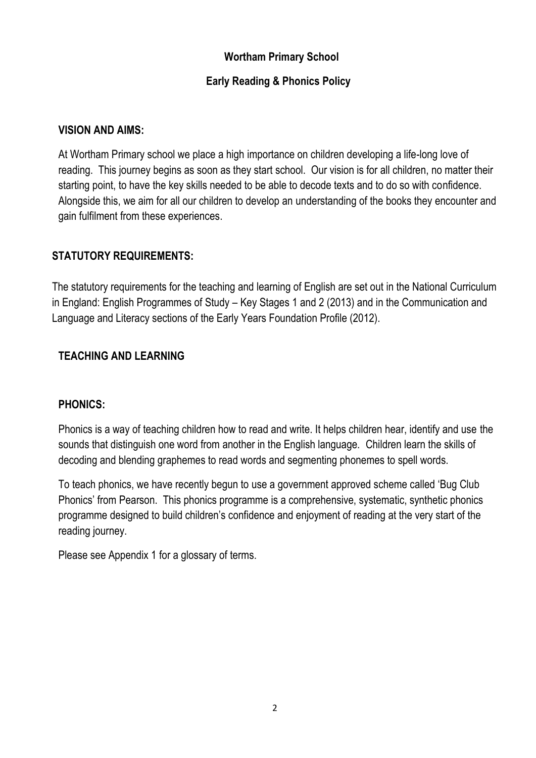# Wortham Primary School

## Early Reading & Phonics Policy

### VISION AND AIMS:

At Wortham Primary school we place a high importance on children developing a life-long love of reading. This journey begins as soon as they start school. Our vision is for all children, no matter their starting point, to have the key skills needed to be able to decode texts and to do so with confidence. Alongside this, we aim for all our children to develop an understanding of the books they encounter and gain fulfilment from these experiences.

### STATUTORY REQUIREMENTS:

The statutory requirements for the teaching and learning of English are set out in the National Curriculum in England: English Programmes of Study – Key Stages 1 and 2 (2013) and in the Communication and Language and Literacy sections of the Early Years Foundation Profile (2012).

### TEACHING AND LEARNING

### PHONICS:

Phonics is a way of teaching children how to read and write. It helps children hear, identify and use the sounds that distinguish one word from another in the English language. Children learn the skills of decoding and blending graphemes to read words and segmenting phonemes to spell words.

To teach phonics, we have recently begun to use a government approved scheme called 'Bug Club Phonics' from Pearson. This phonics programme is a comprehensive, systematic, synthetic phonics programme designed to build children's confidence and enjoyment of reading at the very start of the reading journey.

Please see Appendix 1 for a glossary of terms.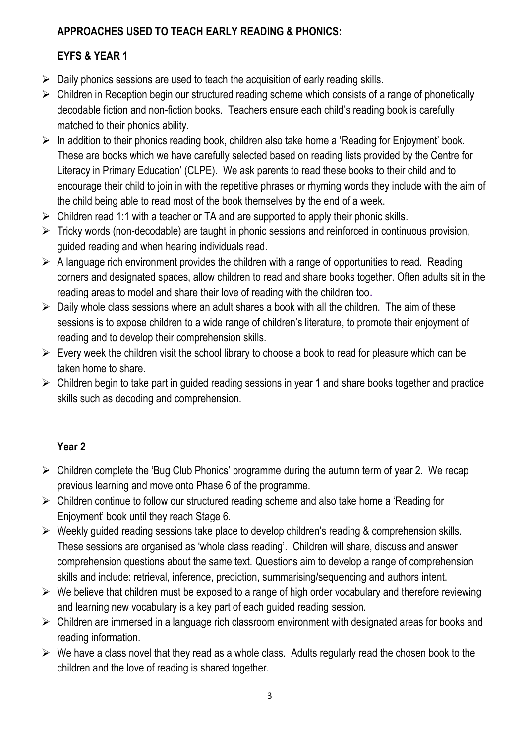## APPROACHES USED TO TEACH EARLY READING & PHONICS:

### EYFS & YEAR 1

- Daily phonics sessions are used to teach the acquisition of early reading skills.
- Children in Reception begin our structured reading scheme which consists of a range of phonetically decodable fiction and non-fiction books. Teachers ensure each child's reading book is carefully matched to their phonics ability.
- In addition to their phonics reading book, children also take home a 'Reading for Enjoyment' book. These are books which we have carefully selected based on reading lists provided by the Centre for Literacy in Primary Education' (CLPE). We ask parents to read these books to their child and to encourage their child to join in with the repetitive phrases or rhyming words they include with the aim of the child being able to read most of the book themselves by the end of a week.
- Children read 1:1 with a teacher or TA and are supported to apply their phonic skills.
- Tricky words (non-decodable) are taught in phonic sessions and reinforced in continuous provision, guided reading and when hearing individuals read.
- A language rich environment provides the children with a range of opportunities to read. Reading corners and designated spaces, allow children to read and share books together. Often adults sit in the reading areas to model and share their love of reading with the children too.
- Daily whole class sessions where an adult shares a book with all the children. The aim of these sessions is to expose children to a wide range of children's literature, to promote their enjoyment of reading and to develop their comprehension skills.
- Every week the children visit the school library to choose a book to read for pleasure which can be taken home to share.
- Children begin to take part in guided reading sessions in year 1 and share books together and practice skills such as decoding and comprehension.

### Year 2

- Children complete the 'Bug Club Phonics' programme during the autumn term of year 2. We recap previous learning and move onto Phase 6 of the programme.
- Children continue to follow our structured reading scheme and also take home a 'Reading for Enjoyment' book until they reach Stage 6.
- Weekly guided reading sessions take place to develop children's reading & comprehension skills. These sessions are organised as 'whole class reading'. Children will share, discuss and answer comprehension questions about the same text. Questions aim to develop a range of comprehension skills and include: retrieval, inference, prediction, summarising/sequencing and authors intent.
- We believe that children must be exposed to a range of high order vocabulary and therefore reviewing and learning new vocabulary is a key part of each guided reading session.
- Children are immersed in a language rich classroom environment with designated areas for books and reading information.
- We have a class novel that they read as a whole class. Adults regularly read the chosen book to the children and the love of reading is shared together.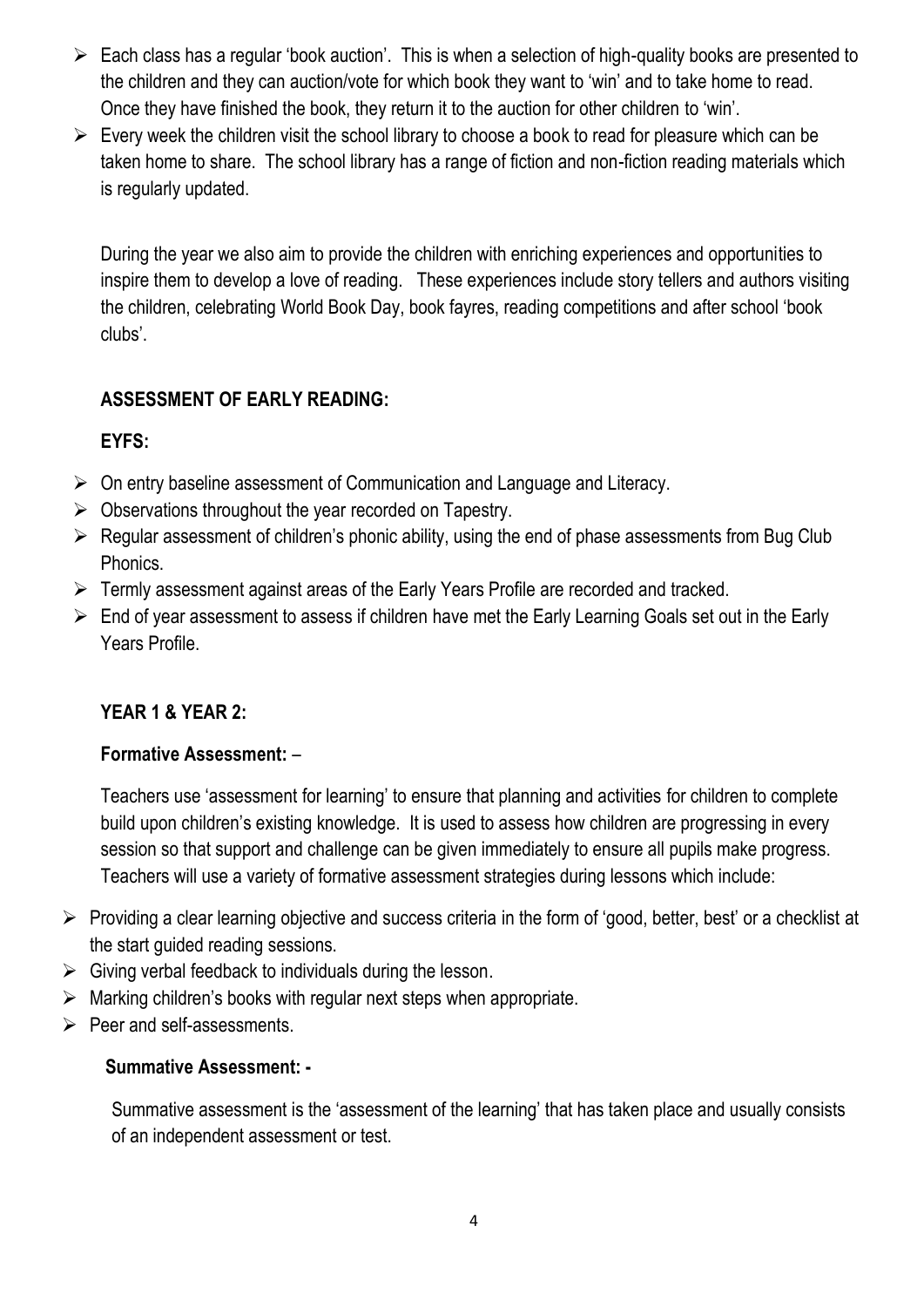- Each class has a regular 'book auction'. This is when a selection of high-quality books are presented to the children and they can auction/vote for which book they want to 'win' and to take home to read. Once they have finished the book, they return it to the auction for other children to 'win'.
- Every week the children visit the school library to choose a book to read for pleasure which can be taken home to share. The school library has a range of fiction and non-fiction reading materials which is regularly updated.

During the year we also aim to provide the children with enriching experiences and opportunities to inspire them to develop a love of reading. These experiences include story tellers and authors visiting the children, celebrating World Book Day, book fayres, reading competitions and after school 'book clubs'.

**ASSESSMENT OF EARLY READING:**

**EYFS:**

- On entry baseline assessment of Communication and Language and Literacy.
- Observations throughout the year recorded on Tapestry.
- Regular assessment of children's phonic ability, using the end of phase assessments from Bug Club Phonics.
- Termly assessment against areas of the Early Years Profile are recorded and tracked.
- End of year assessment to assess if children have met the Early Learning Goals set out in the Early Years Profile.

**YEAR 1 & YEAR 2:**

**Formative Assessment:** –

Teachers use 'assessment for learning' to ensure that planning and activities for children to complete build upon children's existing knowledge. It is used to assess how children are progressing in every session so that support and challenge can be given immediately to ensure all pupils make progress. Teachers will use a variety of formative assessment strategies during lessons which include:

- Providing a clear learning objective and success criteria in the form of 'good, better, best' or a checklist at the start guided reading sessions.
- Giving verbal feedback to individuals during the lesson.
- Marking children's books with regular next steps when appropriate.
- Peer and self-assessments.

**Summative Assessment: -**

Summative assessment is the 'assessment of the learning' that has taken place and usually consists of an independent assessment or test.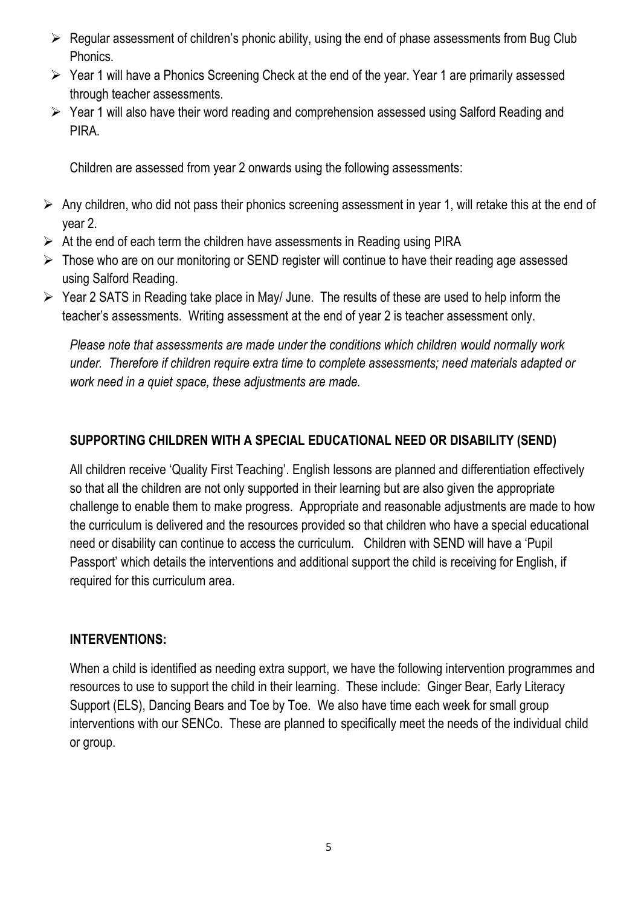- Regular assessment of children's phonic ability, using the end of phase assessments from Bug Club Phonics.
- Year 1 will have a Phonics Screening Check at the end of the year. Year 1 are primarily assessed through teacher assessments.
- Year 1 will also have their word reading and comprehension assessed using Salford Reading and PIRA.

Children are assessed from year 2 onwards using the following assessments:

- Any children, who did not pass their phonics screening assessment in year 1, will retake this at the end of year 2.
- At the end of each term the children have assessments in Reading using PIRA
- Those who are on our monitoring or SEND register will continue to have their reading age assessed using Salford Reading.
- Year 2 SATS in Reading take place in May/ June. The results of these are used to help inform the teacher's assessments. Writing assessment at the end of year 2 is teacher assessment only.

*Please note that assessments are made under the conditions which children would normally work under. Therefore if children require extra time to complete assessments; need materials adapted or work need in a quiet space, these adjustments are made.*

## SUPPORTING CHILDREN WITH A SPECIAL EDUCATIONAL NEED OR DISABILITY (SEND)

All children receive 'Quality First Teaching'. English lessons are planned and differentiation effectively so that all the children are not only supported in their learning but are also given the appropriate challenge to enable them to make progress. Appropriate and reasonable adjustments are made to how the curriculum is delivered and the resources provided so that children who have a special educational need or disability can continue to access the curriculum. Children with SEND will have a 'Pupil Passport' which details the interventions and additional support the child is receiving for English, if required for this curriculum area.

## INTERVENTIONS:

When a child is identified as needing extra support, we have the following intervention programmes and resources to use to support the child in their learning. These include: Ginger Bear, Early Literacy Support (ELS), Dancing Bears and Toe by Toe. We also have time each week for small group interventions with our SENCo. These are planned to specifically meet the needs of the individual child or group.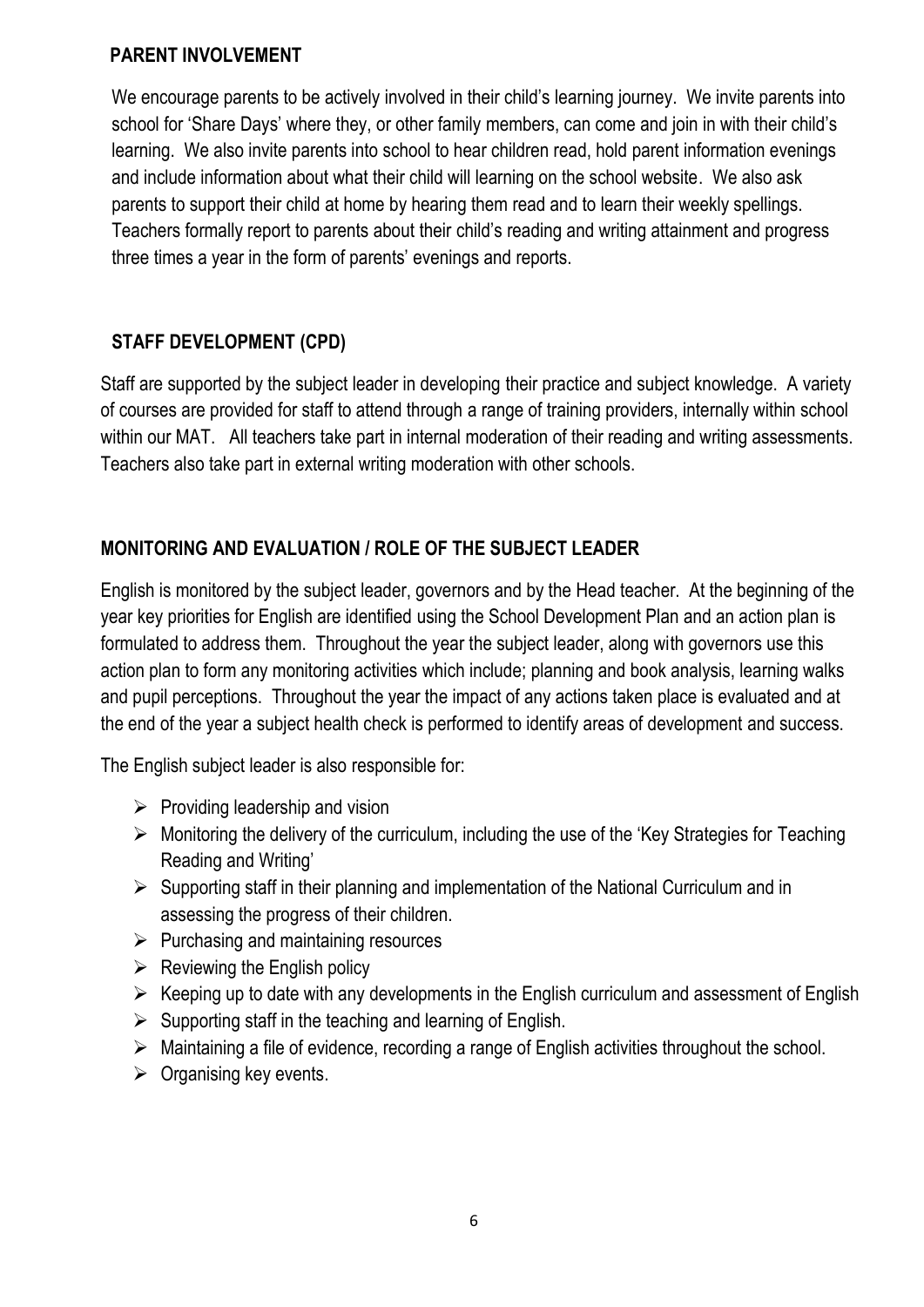## PARENT INVOLVEMENT

We encourage parents to be actively involved in their child's learning journey. We invite parents into school for 'Share Days' where they, or other family members, can come and join in with their child's learning. We also invite parents into school to hear children read, hold parent information evenings and include information about what their child will learning on the school website. We also ask parents to support their child at home by hearing them read and to learn their weekly spellings. Teachers formally report to parents about their child's reading and writing attainment and progress three times a year in the form of parents' evenings and reports.

## STAFF DEVELOPMENT (CPD)

Staff are supported by the subject leader in developing their practice and subject knowledge. A variety of courses are provided for staff to attend through a range of training providers, internally within school within our MAT. All teachers take part in internal moderation of their reading and writing assessments. Teachers also take part in external writing moderation with other schools.

## MONITORING AND EVALUATION / ROLE OF THE SUBJECT LEADER

English is monitored by the subject leader, governors and by the Head teacher. At the beginning of the year key priorities for English are identified using the School Development Plan and an action plan is formulated to address them. Throughout the year the subject leader, along with governors use this action plan to form any monitoring activities which include; planning and book analysis, learning walks and pupil perceptions. Throughout the year the impact of any actions taken place is evaluated and at the end of the year a subject health check is performed to identify areas of development and success.

The English subject leader is also responsible for:

- Providing leadership and vision
- Monitoring the delivery of the curriculum, including the use of the 'Key Strategies for Teaching Reading and Writing'
- Supporting staff in their planning and implementation of the National Curriculum and in assessing the progress of their children.
- Purchasing and maintaining resources
- Reviewing the English policy
- Keeping up to date with any developments in the English curriculum and assessment of English
- Supporting staff in the teaching and learning of English.
- Maintaining a file of evidence, recording a range of English activities throughout the school.
- Organising key events.